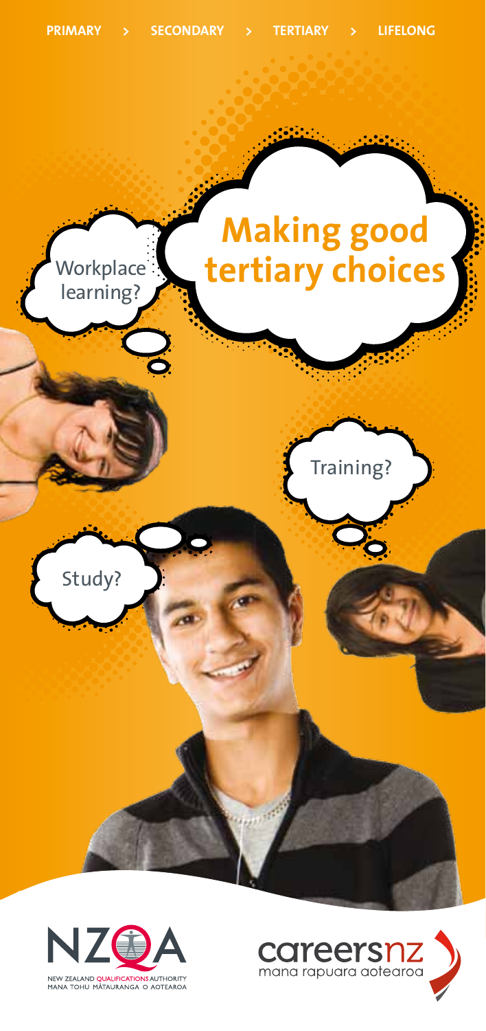PRIMARY > SECONDARY > TERTIARY > LIFELONG

# Making good tertiary choices

Workplace learning?

Training?

Study?

NEW ZEALAND QUALIFICATIONS AUTHORITY
MANA TOHU MĀTAURANGA O AOTEAROA

careersnz
mana rapuara aotearoa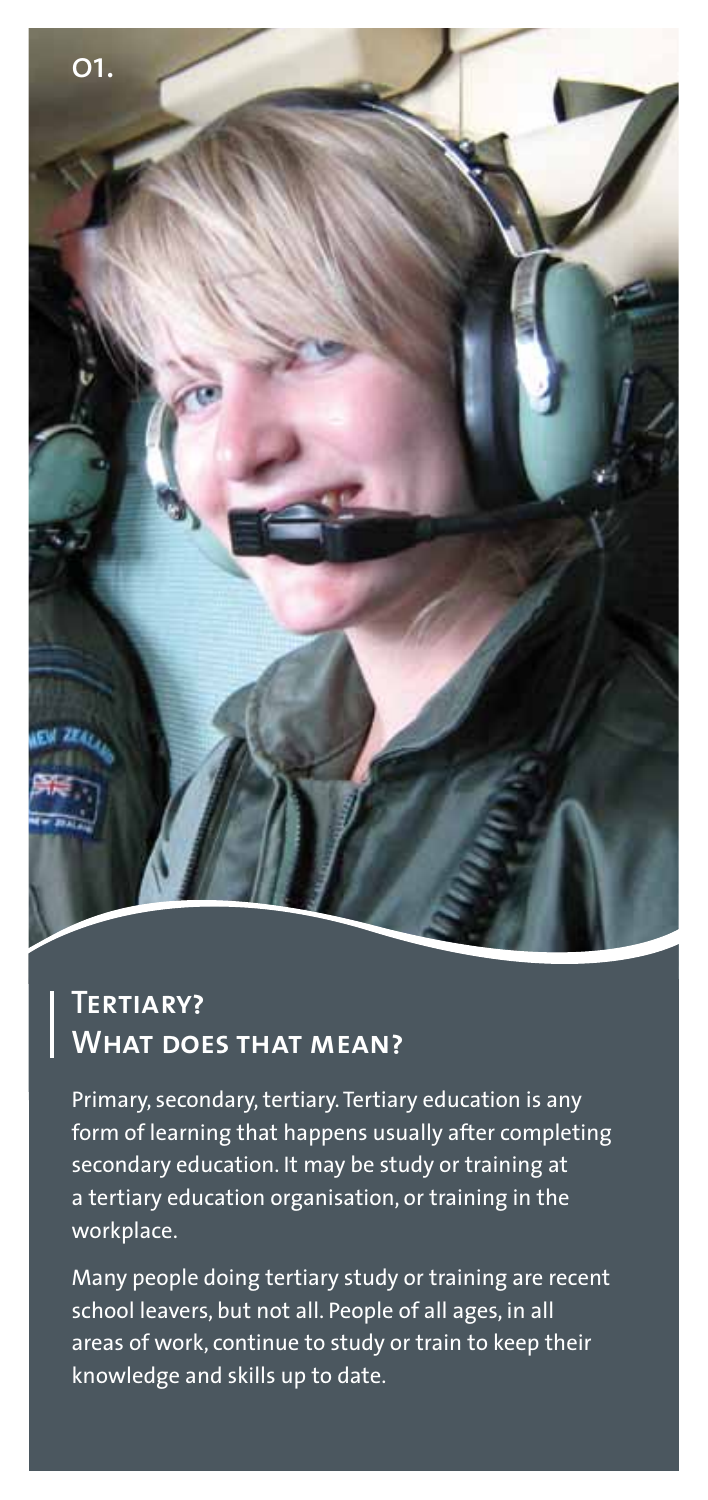01.

## Tertiary? What does that mean?

Primary, secondary, tertiary. Tertiary education is any form of learning that happens usually after completing secondary education. It may be study or training at a tertiary education organisation, or training in the workplace.

Many people doing tertiary study or training are recent school leavers, but not all. People of all ages, in all areas of work, continue to study or train to keep their knowledge and skills up to date.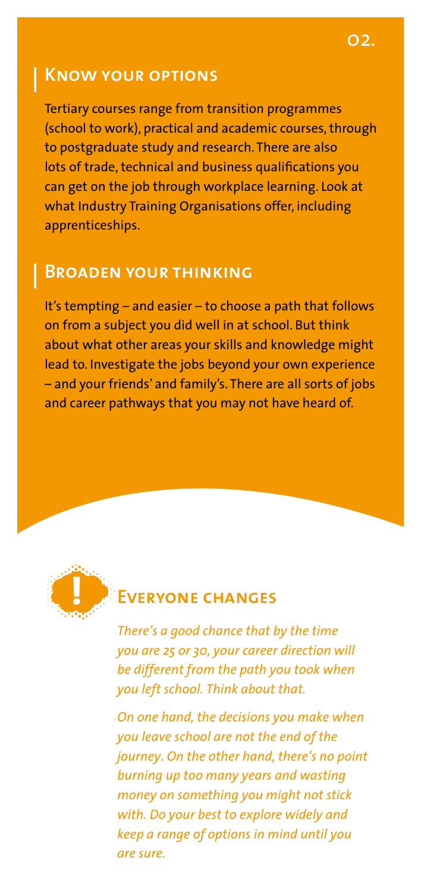## Know your options

Tertiary courses range from transition programmes (school to work), practical and academic courses, through to postgraduate study and research. There are also lots of trade, technical and business qualifications you can get on the job through workplace learning. Look at what Industry Training Organisations offer, including apprenticeships.

## Broaden your thinking

It's tempting – and easier – to choose a path that follows on from a subject you did well in at school. But think about what other areas your skills and knowledge might lead to. Investigate the jobs beyond your own experience – and your friends' and family's. There are all sorts of jobs and career pathways that you may not have heard of.

## Everyone changes

*There's a good chance that by the time you are 25 or 30, your career direction will be different from the path you took when you left school. Think about that.*

*On one hand, the decisions you make when you leave school are not the end of the journey. On the other hand, there's no point burning up too many years and wasting money on something you might not stick with. Do your best to explore widely and keep a range of options in mind until you are sure.*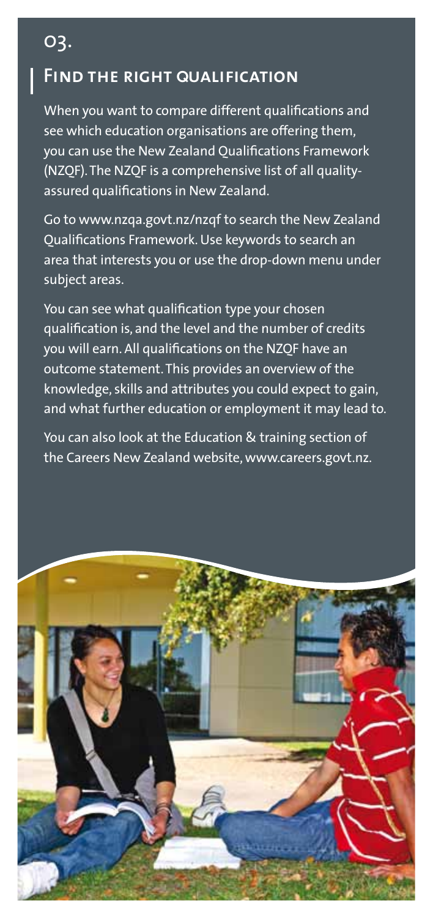03.

## Find the right qualification

When you want to compare different qualifications and see which education organisations are offering them, you can use the New Zealand Qualifications Framework (NZQF). The NZQF is a comprehensive list of all quality-assured qualifications in New Zealand.

Go to www.nzqa.govt.nz/nzqf to search the New Zealand Qualifications Framework. Use keywords to search an area that interests you or use the drop-down menu under subject areas.

You can see what qualification type your chosen qualification is, and the level and the number of credits you will earn. All qualifications on the NZQF have an outcome statement. This provides an overview of the knowledge, skills and attributes you could expect to gain, and what further education or employment it may lead to.

You can also look at the Education & training section of the Careers New Zealand website, www.careers.govt.nz.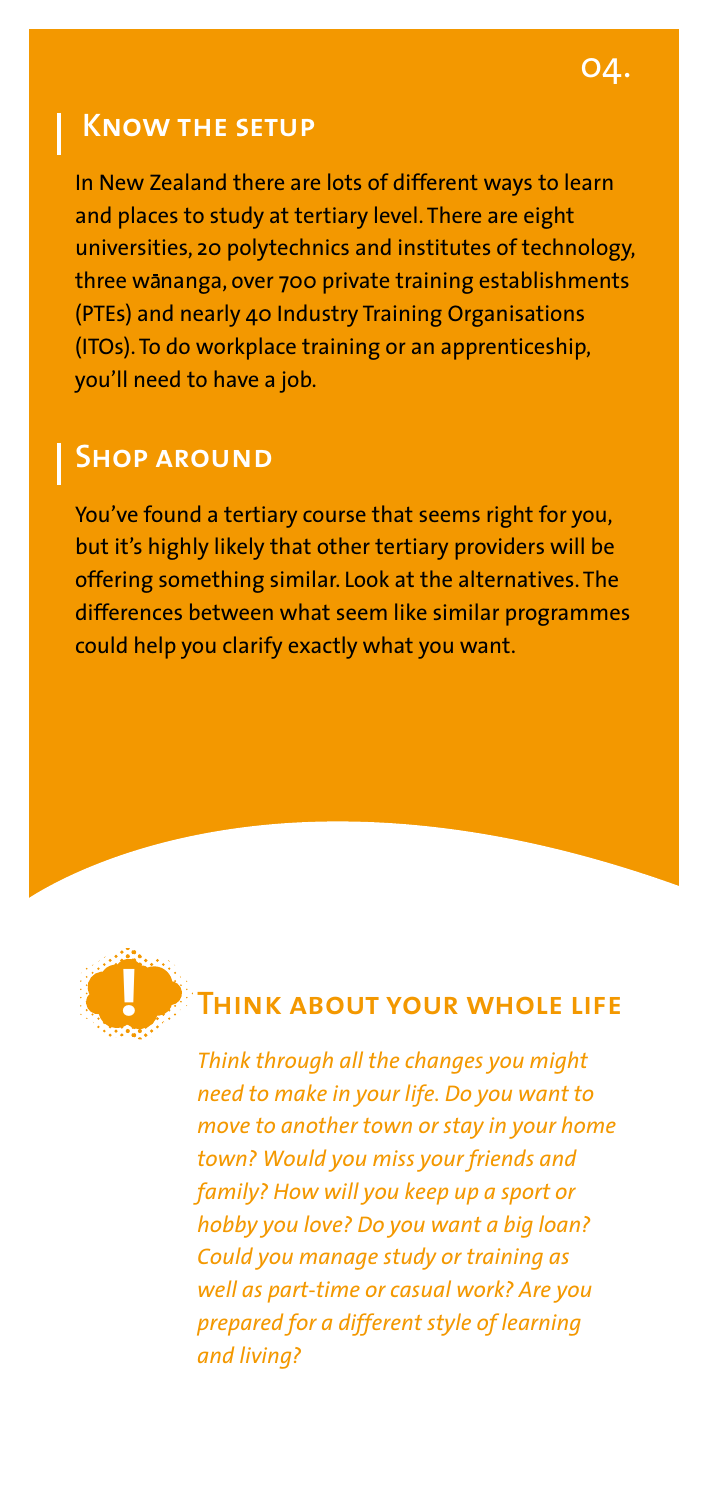## Know the setup

In New Zealand there are lots of different ways to learn and places to study at tertiary level. There are eight universities, 20 polytechnics and institutes of technology, three wānanga, over 700 private training establishments (PTEs) and nearly 40 Industry Training Organisations (ITOs). To do workplace training or an apprenticeship, you'll need to have a job.

## Shop around

You've found a tertiary course that seems right for you, but it's highly likely that other tertiary providers will be offering something similar. Look at the alternatives. The differences between what seem like similar programmes could help you clarify exactly what you want.

## Think about your whole life

*Think through all the changes you might need to make in your life. Do you want to move to another town or stay in your home town? Would you miss your friends and family? How will you keep up a sport or hobby you love? Do you want a big loan? Could you manage study or training as well as part-time or casual work? Are you prepared for a different style of learning and living?*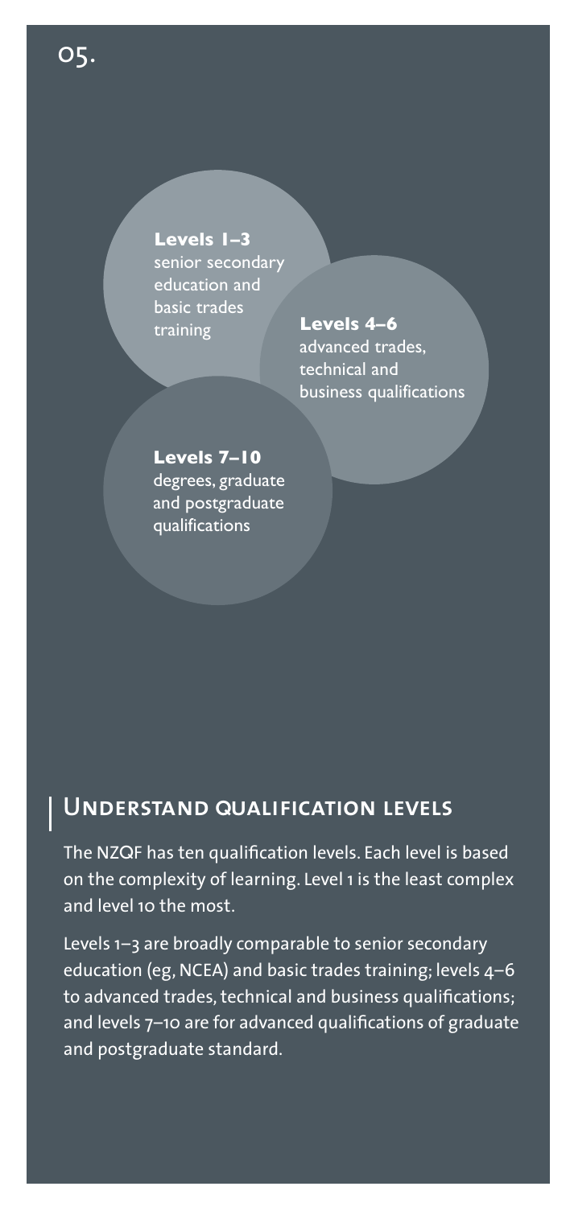05.

**Levels 1–3**
senior secondary education and basic trades training

**Levels 4–6**
advanced trades, technical and business qualifications

**Levels 7–10**
degrees, graduate and postgraduate qualifications

## Understand qualification levels

The NZQF has ten qualification levels. Each level is based on the complexity of learning. Level 1 is the least complex and level 10 the most.

Levels 1–3 are broadly comparable to senior secondary education (eg, NCEA) and basic trades training; levels 4–6 to advanced trades, technical and business qualifications; and levels 7–10 are for advanced qualifications of graduate and postgraduate standard.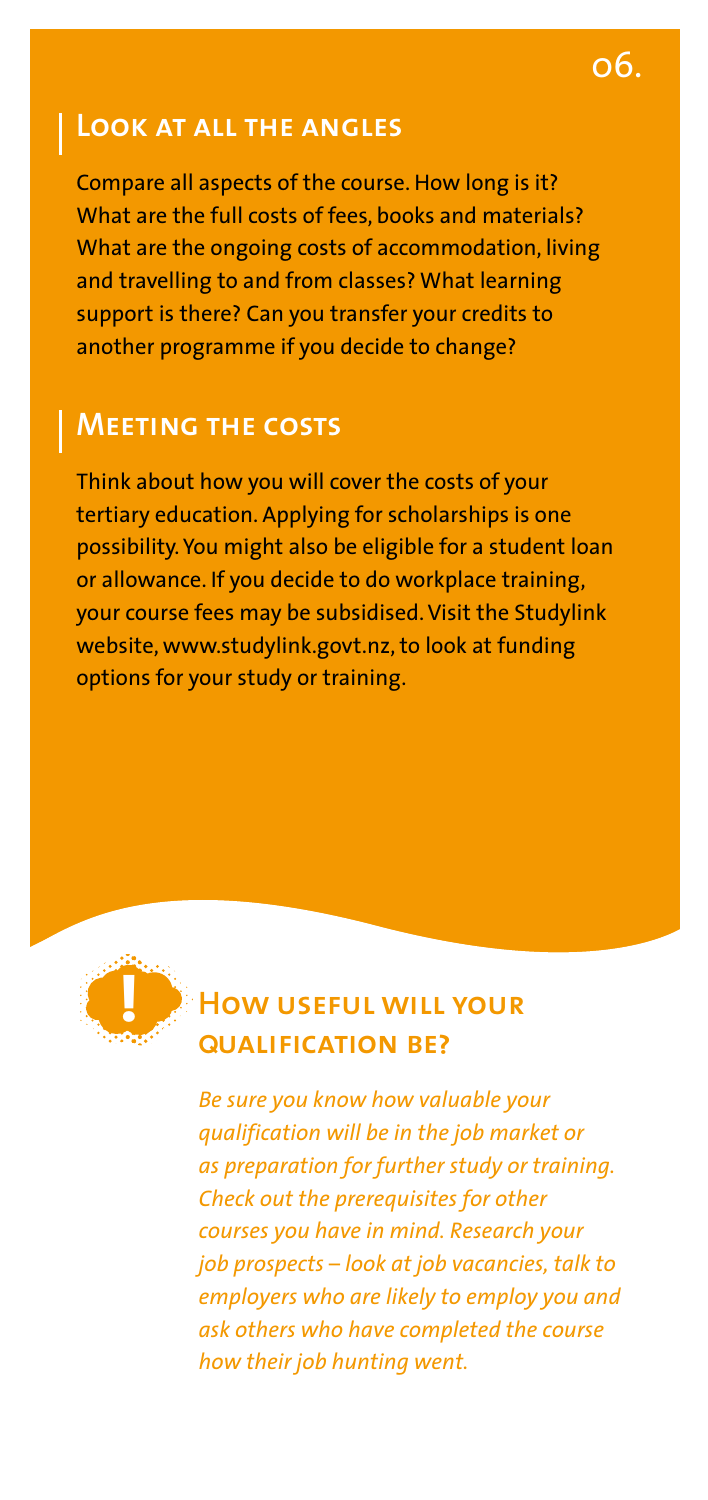## Look at all the angles

Compare all aspects of the course. How long is it? What are the full costs of fees, books and materials? What are the ongoing costs of accommodation, living and travelling to and from classes? What learning support is there? Can you transfer your credits to another programme if you decide to change?

## Meeting the costs

Think about how you will cover the costs of your tertiary education. Applying for scholarships is one possibility. You might also be eligible for a student loan or allowance. If you decide to do workplace training, your course fees may be subsidised. Visit the Studylink website, www.studylink.govt.nz, to look at funding options for your study or training.

## How useful will your qualification be?

*Be sure you know how valuable your qualification will be in the job market or as preparation for further study or training. Check out the prerequisites for other courses you have in mind. Research your job prospects – look at job vacancies, talk to employers who are likely to employ you and ask others who have completed the course how their job hunting went.*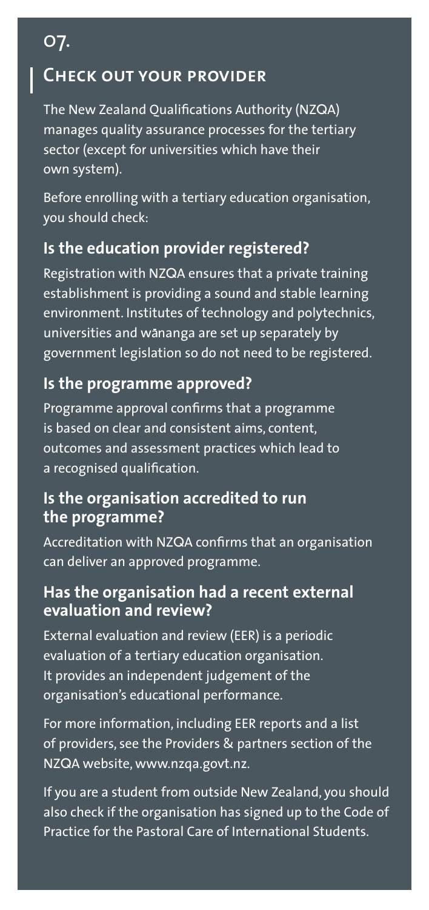# 07.

## Check out your provider

The New Zealand Qualifications Authority (NZQA) manages quality assurance processes for the tertiary sector (except for universities which have their own system).

Before enrolling with a tertiary education organisation, you should check:

### Is the education provider registered?

Registration with NZQA ensures that a private training establishment is providing a sound and stable learning environment. Institutes of technology and polytechnics, universities and wānanga are set up separately by government legislation so do not need to be registered.

### Is the programme approved?

Programme approval confirms that a programme is based on clear and consistent aims, content, outcomes and assessment practices which lead to a recognised qualification.

### Is the organisation accredited to run the programme?

Accreditation with NZQA confirms that an organisation can deliver an approved programme.

### Has the organisation had a recent external evaluation and review?

External evaluation and review (EER) is a periodic evaluation of a tertiary education organisation. It provides an independent judgement of the organisation's educational performance.

For more information, including EER reports and a list of providers, see the Providers & partners section of the NZQA website, www.nzqa.govt.nz.

If you are a student from outside New Zealand, you should also check if the organisation has signed up to the Code of Practice for the Pastoral Care of International Students.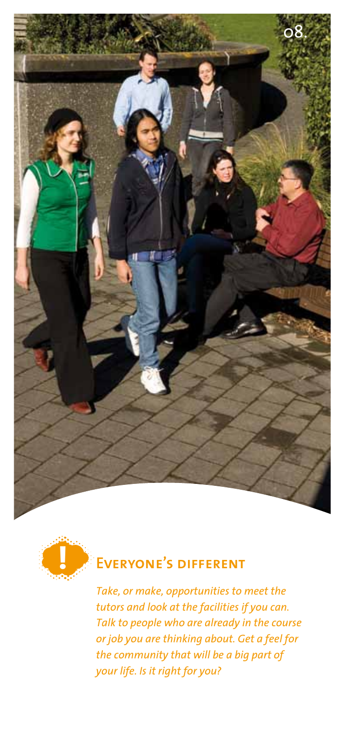## Everyone's different

*Take, or make, opportunities to meet the tutors and look at the facilities if you can. Talk to people who are already in the course or job you are thinking about. Get a feel for the community that will be a big part of your life. Is it right for you?*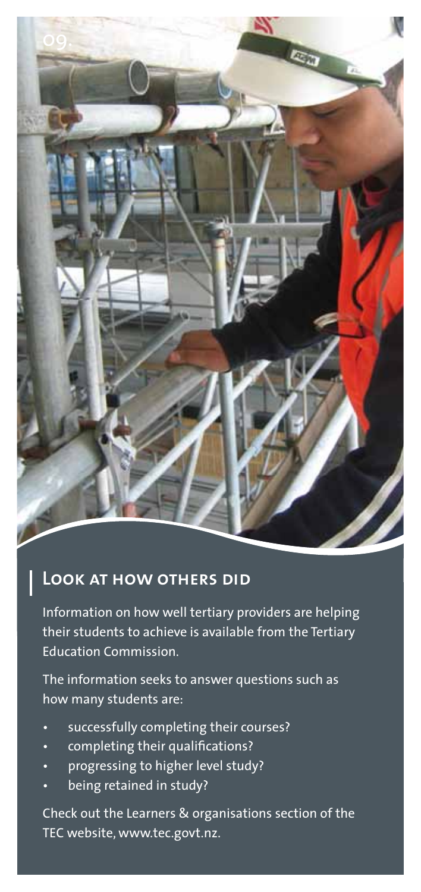## Look at how others did

Information on how well tertiary providers are helping their students to achieve is available from the Tertiary Education Commission.

The information seeks to answer questions such as how many students are:

- successfully completing their courses?
- completing their qualifications?
- progressing to higher level study?
- being retained in study?

Check out the Learners & organisations section of the TEC website, www.tec.govt.nz.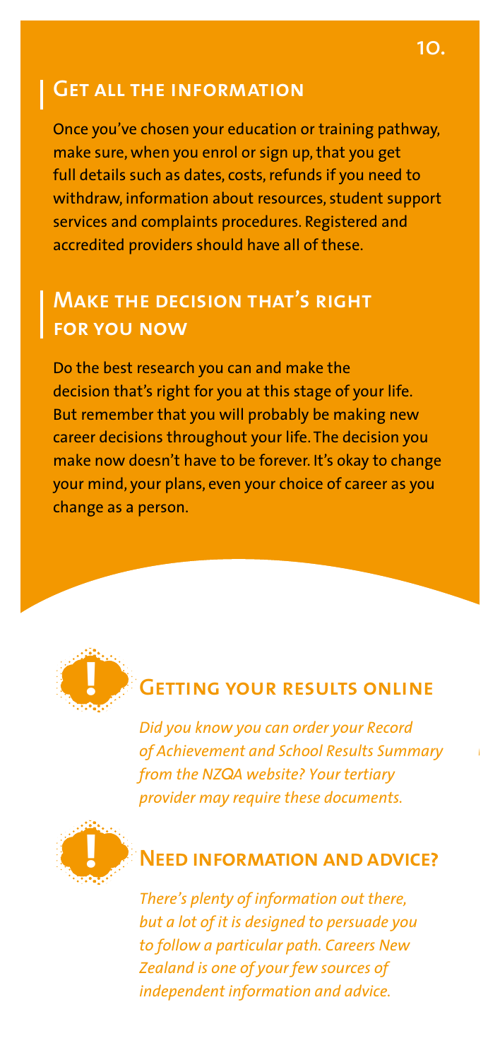## Get all the information

Once you've chosen your education or training pathway, make sure, when you enrol or sign up, that you get full details such as dates, costs, refunds if you need to withdraw, information about resources, student support services and complaints procedures. Registered and accredited providers should have all of these.

## Make the decision that's right for you now

Do the best research you can and make the decision that's right for you at this stage of your life. But remember that you will probably be making new career decisions throughout your life. The decision you make now doesn't have to be forever. It's okay to change your mind, your plans, even your choice of career as you change as a person.

### Getting your results online

*Did you know you can order your Record of Achievement and School Results Summary from the NZQA website? Your tertiary provider may require these documents.*

### Need information and advice?

*There's plenty of information out there, but a lot of it is designed to persuade you to follow a particular path. Careers New Zealand is one of your few sources of independent information and advice.*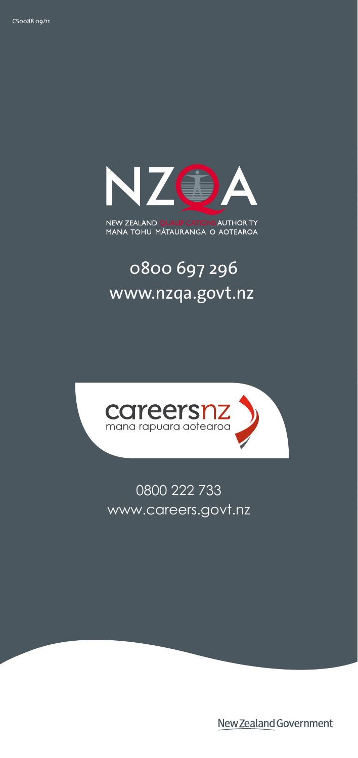CS0088 09/11

NZQA

NEW ZEALAND QUALIFICATIONS AUTHORITY
MANA TOHU MĀTAURANGA O AOTEAROA

0800 697 296
www.nzqa.govt.nz

careersnz
mana rapuara aotearoa

0800 222 733
www.careers.govt.nz

New Zealand Government